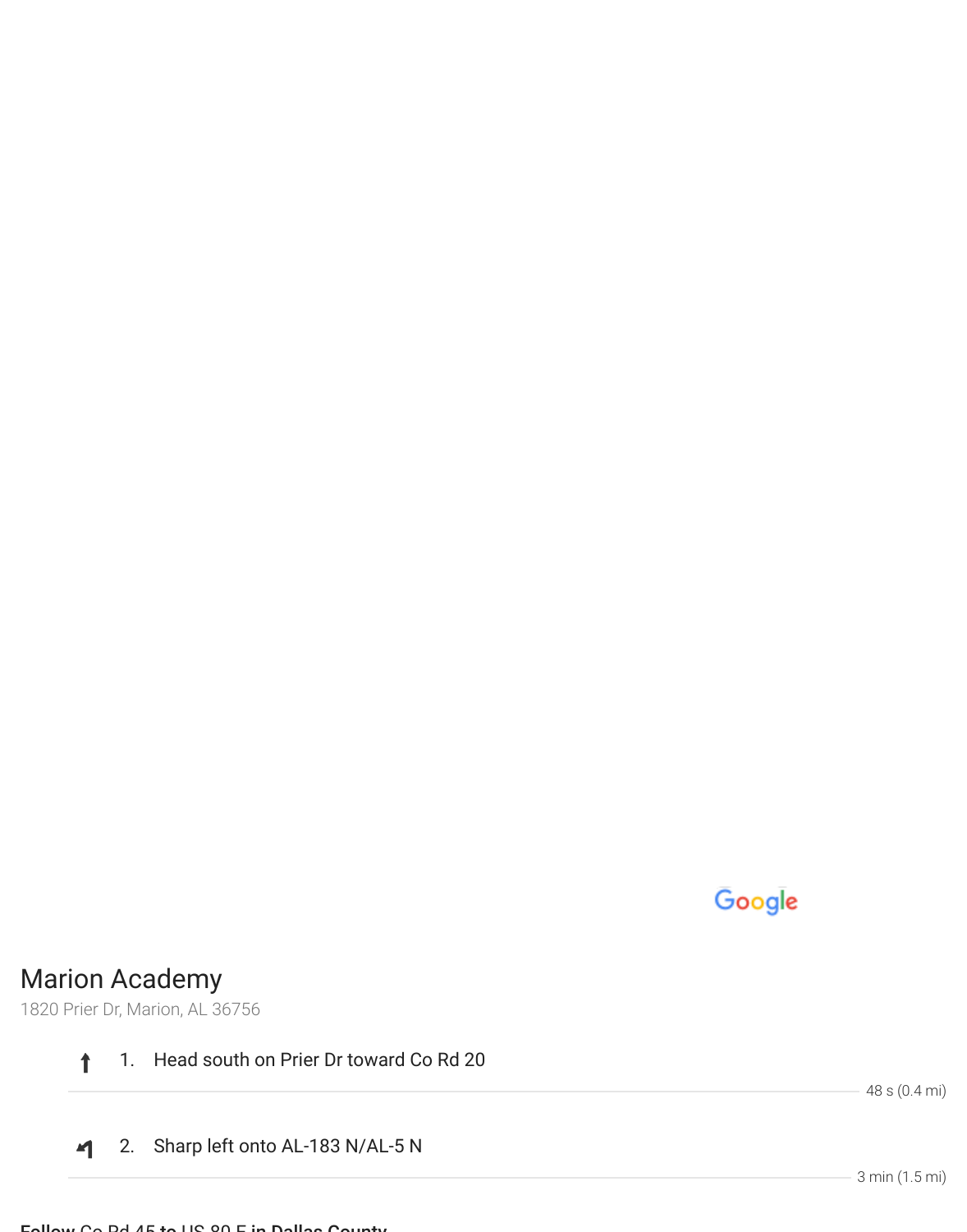## Marion Academy

1820 Prier Dr, Marion, AL 36756

1. Head south on Prier Dr toward Co Rd 20

   48 s (0.4 mi)

2. Sharp left onto AL-183 N/AL-5 N

   3 min (1.5 mi)

**Follow** Co Rd 45 **to** US-80 E **in Dallas County**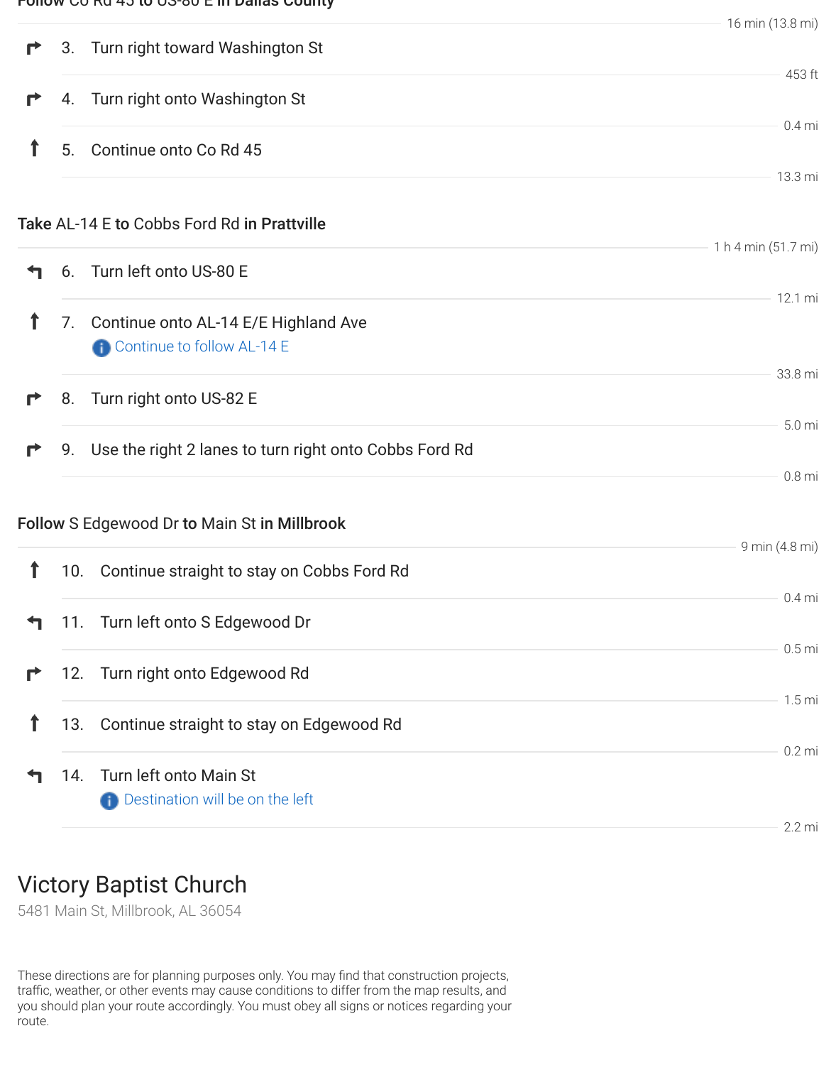Follow Co Rd 45 to US-80 E in Dallas County

16 min (13.8 mi)

3. Turn right toward Washington St

453 ft

4. Turn right onto Washington St

0.4 mi

5. Continue onto Co Rd 45

13.3 mi

**Take** AL-14 E **to** Cobbs Ford Rd **in Prattville**

1 h 4 min (51.7 mi)

6. Turn left onto US-80 E

12.1 mi

7. Continue onto AL-14 E/E Highland Ave
   Continue to follow AL-14 E

33.8 mi

8. Turn right onto US-82 E

5.0 mi

9. Use the right 2 lanes to turn right onto Cobbs Ford Rd

0.8 mi

**Follow** S Edgewood Dr **to** Main St **in Millbrook**

9 min (4.8 mi)

10. Continue straight to stay on Cobbs Ford Rd

0.4 mi

11. Turn left onto S Edgewood Dr

0.5 mi

12. Turn right onto Edgewood Rd

1.5 mi

13. Continue straight to stay on Edgewood Rd

0.2 mi

14. Turn left onto Main St
    Destination will be on the left

2.2 mi

## Victory Baptist Church

5481 Main St, Millbrook, AL 36054

These directions are for planning purposes only. You may find that construction projects, traffic, weather, or other events may cause conditions to differ from the map results, and you should plan your route accordingly. You must obey all signs or notices regarding your route.